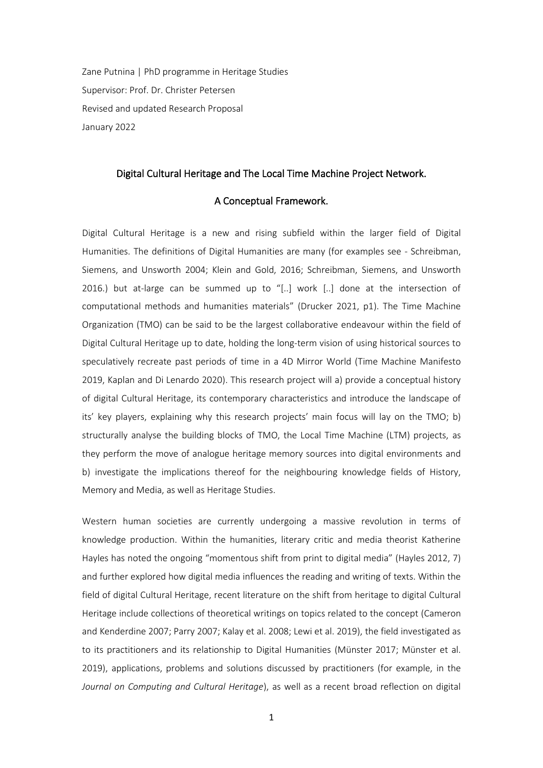Zane Putnina | PhD programme in Heritage Studies

Supervisor: Prof. Dr. Christer Petersen

Revised and updated Research Proposal

January 2022

# Digital Cultural Heritage and The Local Time Machine Project Network.

## A Conceptual Framework.

Digital Cultural Heritage is a new and rising subfield within the larger field of Digital Humanities. The definitions of Digital Humanities are many (for examples see - Schreibman, Siemens, and Unsworth 2004; Klein and Gold, 2016; Schreibman, Siemens, and Unsworth 2016.) but at-large can be summed up to "[..] work [..] done at the intersection of computational methods and humanities materials" (Drucker 2021, p1). The Time Machine Organization (TMO) can be said to be the largest collaborative endeavour within the field of Digital Cultural Heritage up to date, holding the long-term vision of using historical sources to speculatively recreate past periods of time in a 4D Mirror World (Time Machine Manifesto 2019, Kaplan and Di Lenardo 2020). This research project will a) provide a conceptual history of digital Cultural Heritage, its contemporary characteristics and introduce the landscape of its' key players, explaining why this research projects' main focus will lay on the TMO; b) structurally analyse the building blocks of TMO, the Local Time Machine (LTM) projects, as they perform the move of analogue heritage memory sources into digital environments and b) investigate the implications thereof for the neighbouring knowledge fields of History, Memory and Media, as well as Heritage Studies.

Western human societies are currently undergoing a massive revolution in terms of knowledge production. Within the humanities, literary critic and media theorist Katherine Hayles has noted the ongoing "momentous shift from print to digital media" (Hayles 2012, 7) and further explored how digital media influences the reading and writing of texts. Within the field of digital Cultural Heritage, recent literature on the shift from heritage to digital Cultural Heritage include collections of theoretical writings on topics related to the concept (Cameron and Kenderdine 2007; Parry 2007; Kalay et al. 2008; Lewi et al. 2019), the field investigated as to its practitioners and its relationship to Digital Humanities (Münster 2017; Münster et al. 2019), applications, problems and solutions discussed by practitioners (for example, in the *Journal on Computing and Cultural Heritage*), as well as a recent broad reflection on digital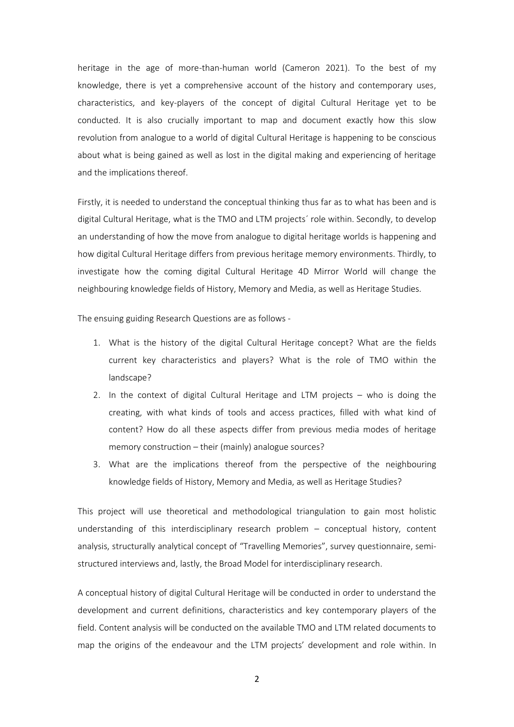heritage in the age of more-than-human world (Cameron 2021). To the best of my knowledge, there is yet a comprehensive account of the history and contemporary uses, characteristics, and key-players of the concept of digital Cultural Heritage yet to be conducted. It is also crucially important to map and document exactly how this slow revolution from analogue to a world of digital Cultural Heritage is happening to be conscious about what is being gained as well as lost in the digital making and experiencing of heritage and the implications thereof.

Firstly, it is needed to understand the conceptual thinking thus far as to what has been and is digital Cultural Heritage, what is the TMO and LTM projects´ role within. Secondly, to develop an understanding of how the move from analogue to digital heritage worlds is happening and how digital Cultural Heritage differs from previous heritage memory environments. Thirdly, to investigate how the coming digital Cultural Heritage 4D Mirror World will change the neighbouring knowledge fields of History, Memory and Media, as well as Heritage Studies.

The ensuing guiding Research Questions are as follows -

1. What is the history of the digital Cultural Heritage concept? What are the fields current key characteristics and players? What is the role of TMO within the landscape?
2. In the context of digital Cultural Heritage and LTM projects – who is doing the creating, with what kinds of tools and access practices, filled with what kind of content? How do all these aspects differ from previous media modes of heritage memory construction – their (mainly) analogue sources?
3. What are the implications thereof from the perspective of the neighbouring knowledge fields of History, Memory and Media, as well as Heritage Studies?

This project will use theoretical and methodological triangulation to gain most holistic understanding of this interdisciplinary research problem – conceptual history, content analysis, structurally analytical concept of "Travelling Memories", survey questionnaire, semi-structured interviews and, lastly, the Broad Model for interdisciplinary research.

A conceptual history of digital Cultural Heritage will be conducted in order to understand the development and current definitions, characteristics and key contemporary players of the field. Content analysis will be conducted on the available TMO and LTM related documents to map the origins of the endeavour and the LTM projects' development and role within. In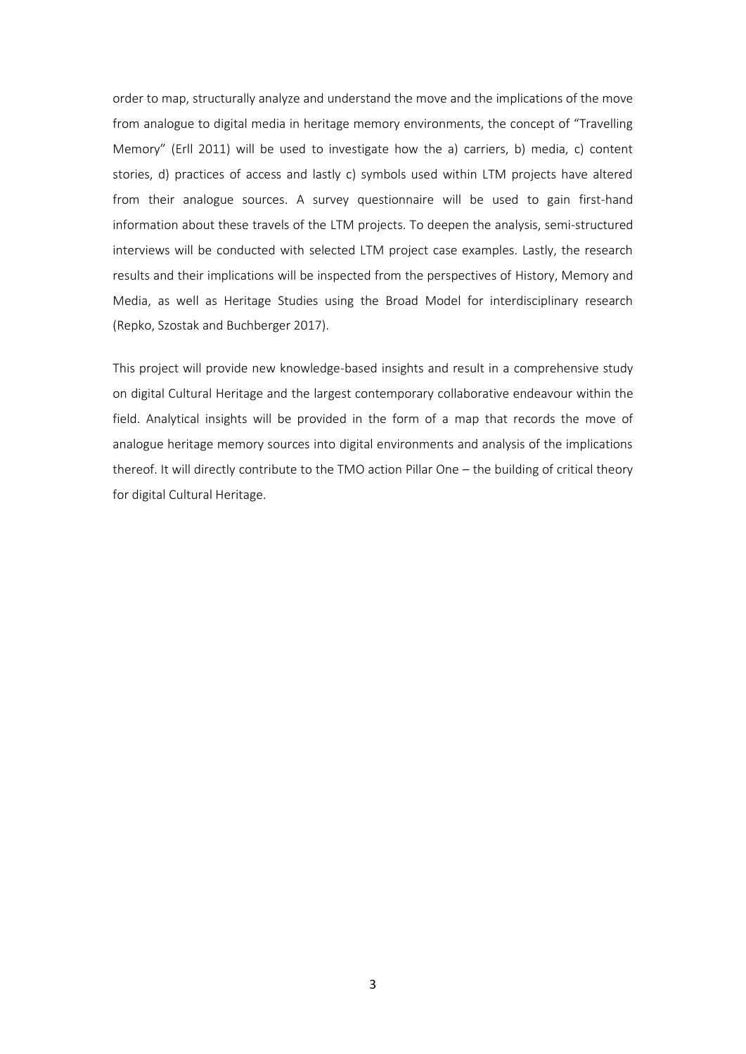order to map, structurally analyze and understand the move and the implications of the move from analogue to digital media in heritage memory environments, the concept of "Travelling Memory" (Erll 2011) will be used to investigate how the a) carriers, b) media, c) content stories, d) practices of access and lastly c) symbols used within LTM projects have altered from their analogue sources. A survey questionnaire will be used to gain first-hand information about these travels of the LTM projects. To deepen the analysis, semi-structured interviews will be conducted with selected LTM project case examples. Lastly, the research results and their implications will be inspected from the perspectives of History, Memory and Media, as well as Heritage Studies using the Broad Model for interdisciplinary research (Repko, Szostak and Buchberger 2017).

This project will provide new knowledge-based insights and result in a comprehensive study on digital Cultural Heritage and the largest contemporary collaborative endeavour within the field. Analytical insights will be provided in the form of a map that records the move of analogue heritage memory sources into digital environments and analysis of the implications thereof. It will directly contribute to the TMO action Pillar One – the building of critical theory for digital Cultural Heritage.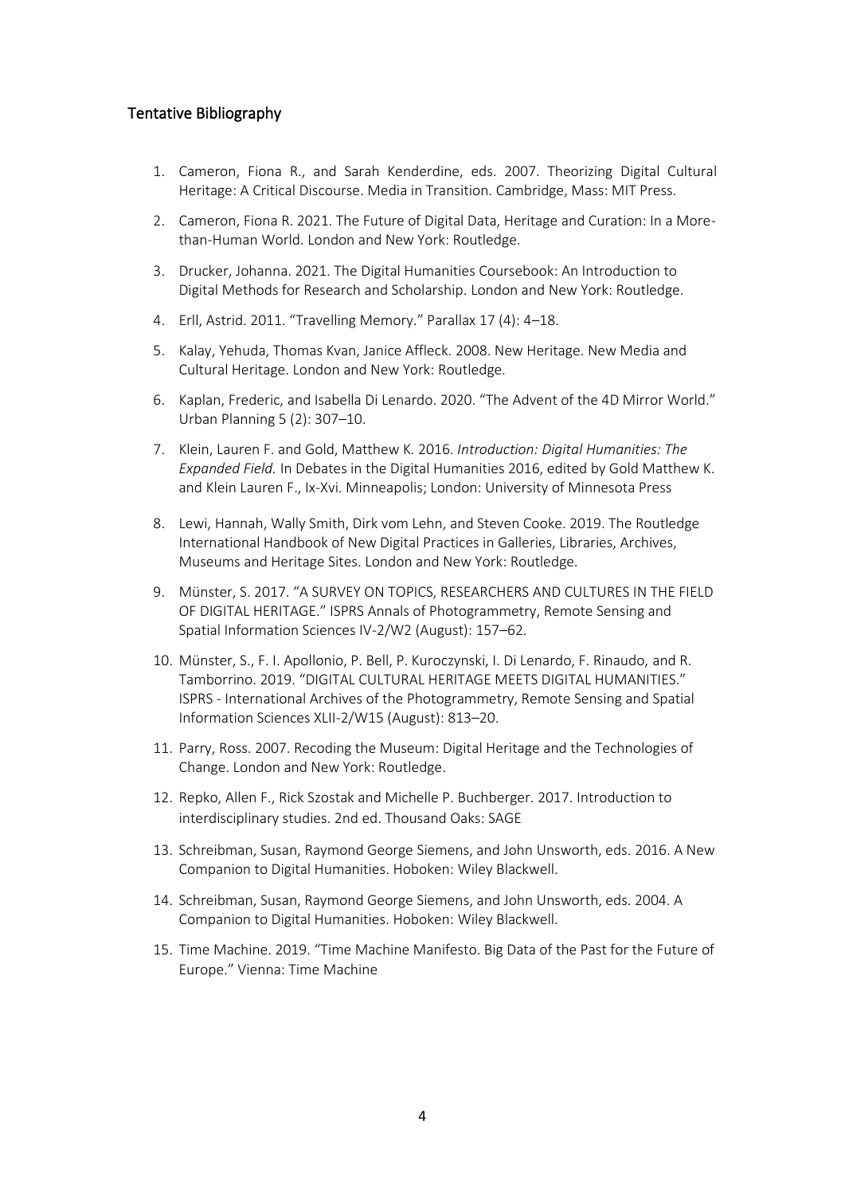## Tentative Bibliography

1. Cameron, Fiona R., and Sarah Kenderdine, eds. 2007. Theorizing Digital Cultural Heritage: A Critical Discourse. Media in Transition. Cambridge, Mass: MIT Press.
2. Cameron, Fiona R. 2021. The Future of Digital Data, Heritage and Curation: In a More-than-Human World. London and New York: Routledge.
3. Drucker, Johanna. 2021. The Digital Humanities Coursebook: An Introduction to Digital Methods for Research and Scholarship. London and New York: Routledge.
4. Erll, Astrid. 2011. "Travelling Memory." Parallax 17 (4): 4–18.
5. Kalay, Yehuda, Thomas Kvan, Janice Affleck. 2008. New Heritage. New Media and Cultural Heritage. London and New York: Routledge.
6. Kaplan, Frederic, and Isabella Di Lenardo. 2020. "The Advent of the 4D Mirror World." Urban Planning 5 (2): 307–10.
7. Klein, Lauren F. and Gold, Matthew K. 2016. *Introduction: Digital Humanities: The Expanded Field.* In Debates in the Digital Humanities 2016, edited by Gold Matthew K. and Klein Lauren F., Ix-Xvi. Minneapolis; London: University of Minnesota Press
8. Lewi, Hannah, Wally Smith, Dirk vom Lehn, and Steven Cooke. 2019. The Routledge International Handbook of New Digital Practices in Galleries, Libraries, Archives, Museums and Heritage Sites. London and New York: Routledge.
9. Münster, S. 2017. "A SURVEY ON TOPICS, RESEARCHERS AND CULTURES IN THE FIELD OF DIGITAL HERITAGE." ISPRS Annals of Photogrammetry, Remote Sensing and Spatial Information Sciences IV-2/W2 (August): 157–62.
10. Münster, S., F. I. Apollonio, P. Bell, P. Kuroczynski, I. Di Lenardo, F. Rinaudo, and R. Tamborrino. 2019. "DIGITAL CULTURAL HERITAGE MEETS DIGITAL HUMANITIES." ISPRS - International Archives of the Photogrammetry, Remote Sensing and Spatial Information Sciences XLII-2/W15 (August): 813–20.
11. Parry, Ross. 2007. Recoding the Museum: Digital Heritage and the Technologies of Change. London and New York: Routledge.
12. Repko, Allen F., Rick Szostak and Michelle P. Buchberger. 2017. Introduction to interdisciplinary studies. 2nd ed. Thousand Oaks: SAGE
13. Schreibman, Susan, Raymond George Siemens, and John Unsworth, eds. 2016. A New Companion to Digital Humanities. Hoboken: Wiley Blackwell.
14. Schreibman, Susan, Raymond George Siemens, and John Unsworth, eds. 2004. A Companion to Digital Humanities. Hoboken: Wiley Blackwell.
15. Time Machine. 2019. "Time Machine Manifesto. Big Data of the Past for the Future of Europe." Vienna: Time Machine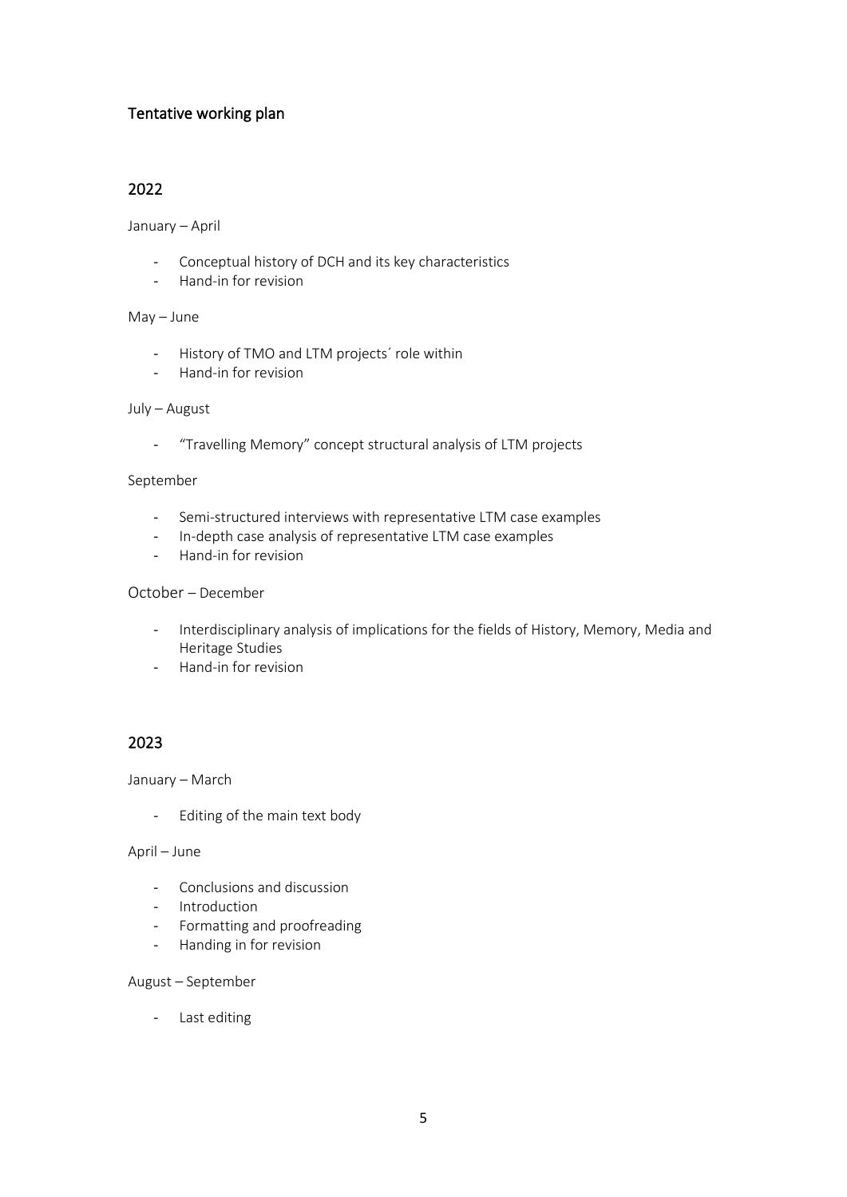## Tentative working plan

## 2022

January – April

- Conceptual history of DCH and its key characteristics
- Hand-in for revision

May – June

- History of TMO and LTM projects´ role within
- Hand-in for revision

July – August

- “Travelling Memory” concept structural analysis of LTM projects

September

- Semi-structured interviews with representative LTM case examples
- In-depth case analysis of representative LTM case examples
- Hand-in for revision

October – December

- Interdisciplinary analysis of implications for the fields of History, Memory, Media and Heritage Studies
- Hand-in for revision

## 2023

January – March

- Editing of the main text body

April – June

- Conclusions and discussion
- Introduction
- Formatting and proofreading
- Handing in for revision

August – September

- Last editing